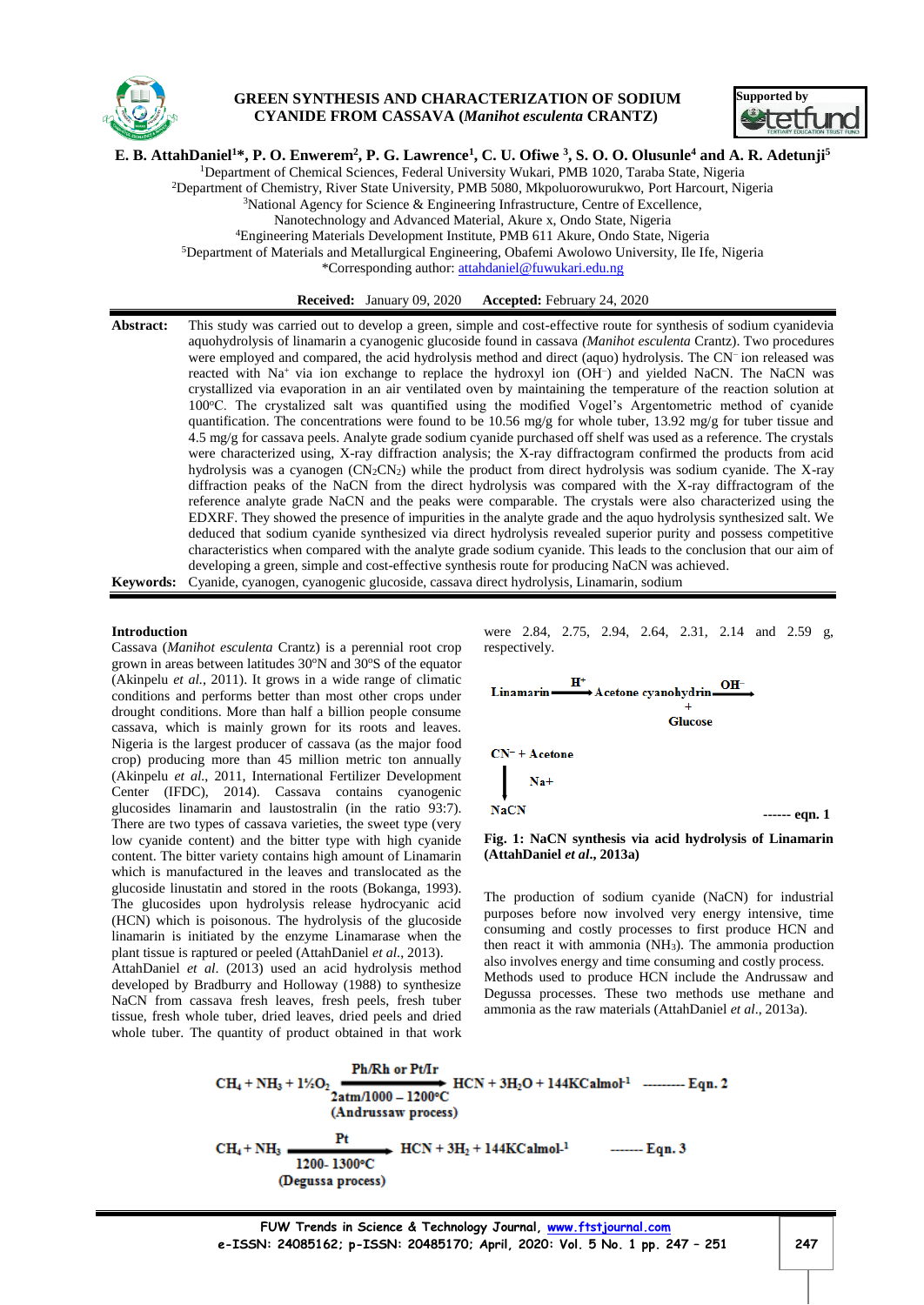# GREEN SYNTHESIS AND CHARACTERIZATION OF SODIUM CYANIDE FROM CASSAVA (*Manihot esculenta* CRANTZ)

**E. B. AttahDaniel[1]*, P. O. Enwerem[2], P. G. Lawrence[1], C. U. Ofiwe [3], S. O. O. Olusunle[4] and A. R. Adetunji[5]**

[1]Department of Chemical Sciences, Federal University Wukari, PMB 1020, Taraba State, Nigeria
[2]Department of Chemistry, River State University, PMB 5080, Mkpoluorowurukwo, Port Harcourt, Nigeria
[3]National Agency for Science & Engineering Infrastructure, Centre of Excellence, Nanotechnology and Advanced Material, Akure x, Ondo State, Nigeria
[4]Engineering Materials Development Institute, PMB 611 Akure, Ondo State, Nigeria
[5]Department of Materials and Metallurgical Engineering, Obafemi Awolowo University, Ile Ife, Nigeria
*Corresponding author: attahdaniel@fuwukari.edu.ng

**Received:** January 09, 2020 **Accepted:** February 24, 2020

**Abstract:** This study was carried out to develop a green, simple and cost-effective route for synthesis of sodium cyanidevia aquohydrolysis of linamarin a cyanogenic glucoside found in cassava (*Manihot esculenta* Crantz). Two procedures were employed and compared, the acid hydrolysis method and direct (aquo) hydrolysis. The $CN^-$ ion released was reacted with $Na^+$ via ion exchange to replace the hydroxyl ion ($OH^-$) and yielded NaCN. The NaCN was crystallized via evaporation in an air ventilated oven by maintaining the temperature of the reaction solution at 100°C. The crystalized salt was quantified using the modified Vogel's Argentometric method of cyanide quantification. The concentrations were found to be 10.56 mg/g for whole tuber, 13.92 mg/g for tuber tissue and 4.5 mg/g for cassava peels. Analyte grade sodium cyanide purchased off shelf was used as a reference. The crystals were characterized using, X-ray diffraction analysis; the X-ray diffractogram confirmed the products from acid hydrolysis was a cyanogen ($CN_2CN_2$) while the product from direct hydrolysis was sodium cyanide. The X-ray diffraction peaks of the NaCN from the direct hydrolysis was compared with the X-ray diffractogram of the reference analyte grade NaCN and the peaks were comparable. The crystals were also characterized using the EDXRF. They showed the presence of impurities in the analyte grade and the aquo hydrolysis synthesized salt. We deduced that sodium cyanide synthesized via direct hydrolysis revealed superior purity and possess competitive characteristics when compared with the analyte grade sodium cyanide. This leads to the conclusion that our aim of developing a green, simple and cost-effective synthesis route for producing NaCN was achieved.

**Keywords:** Cyanide, cyanogen, cyanogenic glucoside, cassava direct hydrolysis, Linamarin, sodium

## Introduction

Cassava (*Manihot esculenta* Crantz) is a perennial root crop grown in areas between latitudes 30°N and 30°S of the equator (Akinpelu *et al.*, 2011). It grows in a wide range of climatic conditions and performs better than most other crops under drought conditions. More than half a billion people consume cassava, which is mainly grown for its roots and leaves. Nigeria is the largest producer of cassava (as the major food crop) producing more than 45 million metric ton annually (Akinpelu *et al.*, 2011, International Fertilizer Development Center (IFDC), 2014). Cassava contains cyanogenic glucosides linamarin and laustostralin (in the ratio 93:7). There are two types of cassava varieties, the sweet type (very low cyanide content) and the bitter type with high cyanide content. The bitter variety contains high amount of Linamarin which is manufactured in the leaves and translocated as the glucoside linustatin and stored in the roots (Bokanga, 1993). The glucosides upon hydrolysis release hydrocyanic acid (HCN) which is poisonous. The hydrolysis of the glucoside linamarin is initiated by the enzyme Linamarase when the plant tissue is raptured or peeled (AttahDaniel et al., 2013). AttahDaniel *et al.* (2013) used an acid hydrolysis method developed by Bradburry and Holloway (1988) to synthesize NaCN from cassava fresh leaves, fresh peels, fresh tuber tissue, fresh whole tuber, dried leaves, dried peels and dried whole tuber. The quantity of product obtained in that work were 2.84, 2.75, 2.94, 2.64, 2.31, 2.14 and 2.59 g, respectively.

$$\text{Linamarin} \xrightarrow{H^+} \text{Acetone cyanohydrin} + \text{Glucose} \xrightarrow{OH^-} CN^- + \text{Acetone} \xrightarrow{Na^+} NaCN \quad \text{------ eqn. 1}$$

**Fig. 1: NaCN synthesis via acid hydrolysis of Linamarin (AttahDaniel *et al*., 2013a)**

The production of sodium cyanide (NaCN) for industrial purposes before now involved very energy intensive, time consuming and costly processes to first produce HCN and then react it with ammonia ($NH_3$). The ammonia production also involves energy and time consuming and costly process. Methods used to produce HCN include the Andrussaw and Degussa processes. These two methods use methane and ammonia as the raw materials (AttahDaniel *et al*., 2013a).

$$CH_4 + NH_3 + 1\tfrac{1}{2}O_2 \xrightarrow[\text{2atm/1000 – 1200°C}]{\text{Ph/Rh or Pt/Ir}} HCN + 3H_2O + 144\text{KCalmol}^{-1} \quad \text{--------- Eqn. 2}$$

(Andrussaw process)

$$CH_4 + NH_3 \xrightarrow[\text{1200- 1300°C}]{\text{Pt}} HCN + 3H_2 + 144\text{KCalmol}^{-1} \quad \text{------- Eqn. 3}$$

(Degussa process)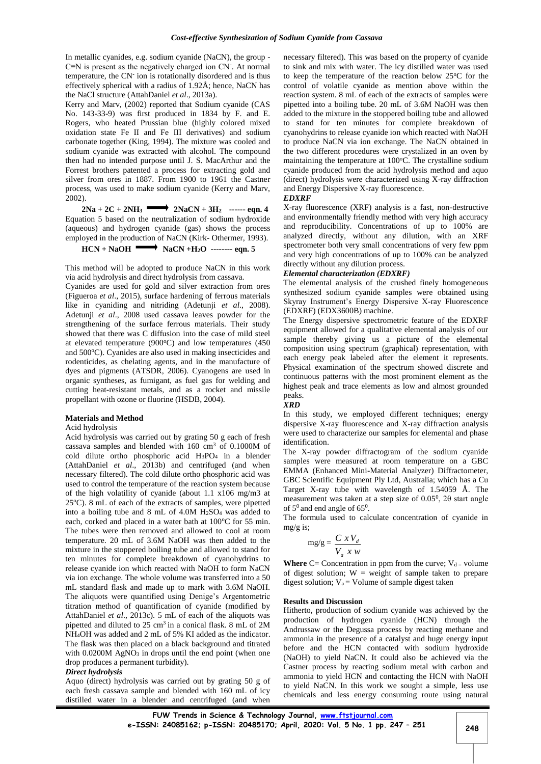In metallic cyanides, e.g. sodium cyanide (NaCN), the group -C≡N is present as the negatively charged ion $CN^-$. At normal temperature, the $CN^-$ ion is rotationally disordered and is thus effectively spherical with a radius of 1.92Å; hence, NaCN has the NaCl structure (AttahDaniel *et al*., 2013a).

Kerry and Marv, (2002) reported that Sodium cyanide (CAS No. 143-33-9) was first produced in 1834 by F. and E. Rogers, who heated Prussian blue (highly colored mixed oxidation state Fe II and Fe III derivatives) and sodium carbonate together (King, 1994). The mixture was cooled and sodium cyanide was extracted with alcohol. The compound then had no intended purpose until J. S. MacArthur and the Forrest brothers patented a process for extracting gold and silver from ores in 1887. From 1900 to 1961 the Castner process, was used to make sodium cyanide (Kerry and Marv, 2002).

$$2Na + 2C + 2NH_3 \longrightarrow 2NaCN + 3H_2 \quad \text{------ eqn. 4}$$

Equation 5 based on the neutralization of sodium hydroxide (aqueous) and hydrogen cyanide (gas) shows the process employed in the production of NaCN (Kirk- Othermer, 1993).

$$HCN + NaOH \longrightarrow NaCN + H_2O \quad \text{-------- eqn. 5}$$

This method will be adopted to produce NaCN in this work via acid hydrolysis and direct hydrolysis from cassava.

Cyanides are used for gold and silver extraction from ores (Figueroa *et al*., 2015), surface hardening of ferrous materials like in cyaniding and nitriding (Adetunji *et al*., 2008). Adetunji *et al*., 2008 used cassava leaves powder for the strengthening of the surface ferrous materials. Their study showed that there was C diffusion into the case of mild steel at elevated temperature (900°C) and low temperatures (450 and 500°C). Cyanides are also used in making insecticides and rodenticides, as chelating agents, and in the manufacture of dyes and pigments (ATSDR, 2006). Cyanogens are used in organic syntheses, as fumigant, as fuel gas for welding and cutting heat-resistant metals, and as a rocket and missile propellant with ozone or fluorine (HSDB, 2004).

## Materials and Method

Acid hydrolysis

Acid hydrolysis was carried out by grating 50 g each of fresh cassava samples and blended with 160 $cm^3$ of 0.1000M of cold dilute ortho phosphoric acid $H_3PO_4$ in a blender (AttahDaniel *et al*., 2013b) and centrifuged (and when necessary filtered). The cold dilute ortho phosphoric acid was used to control the temperature of the reaction system because of the high volatility of cyanide (about 1.1 x106 mg/m3 at 25°C). 8 mL of each of the extracts of samples, were pipetted into a boiling tube and 8 mL of 4.0M $H_2SO_4$ was added to each, corked and placed in a water bath at 100°C for 55 min. The tubes were then removed and allowed to cool at room temperature. 20 mL of 3.6M NaOH was then added to the mixture in the stoppered boiling tube and allowed to stand for ten minutes for complete breakdown of cyanohydrins to release cyanide ion which reacted with NaOH to form NaCN via ion exchange. The whole volume was transferred into a 50 mL standard flask and made up to mark with 3.6M NaOH. The aliquots were quantified using Denige's Argentometric titration method of quantification of cyanide (modified by AttahDaniel *et al*., 2013c). 5 mL of each of the aliquots was pipetted and diluted to 25 $cm^3$ in a conical flask. 8 mL of 2M $NH_4OH$ was added and 2 mL of 5% KI added as the indicator. The flask was then placed on a black background and titrated with 0.0200M $AgNO_3$ in drops until the end point (when one drop produces a permanent turbidity).

*Direct hydrolysis*

Aquo (direct) hydrolysis was carried out by grating 50 g of each fresh cassava sample and blended with 160 mL of icy distilled water in a blender and centrifuged (and when necessary filtered). This was based on the property of cyanide to sink and mix with water. The icy distilled water was used to keep the temperature of the reaction below 25°C for the control of volatile cyanide as mention above within the reaction system. 8 mL of each of the extracts of samples were pipetted into a boiling tube. 20 mL of 3.6M NaOH was then added to the mixture in the stoppered boiling tube and allowed to stand for ten minutes for complete breakdown of cyanohydrins to release cyanide ion which reacted with NaOH to produce NaCN via ion exchange. The NaCN obtained in the two different procedures were crystalized in an oven by maintaining the temperature at 100°C. The crystalline sodium cyanide produced from the acid hydrolysis method and aquo (direct) hydrolysis were characterized using X-ray diffraction and Energy Dispersive X-ray fluorescence.

***EDXRF***

X-ray fluorescence (XRF) analysis is a fast, non-destructive and environmentally friendly method with very high accuracy and reproducibility. Concentrations of up to 100% are analyzed directly, without any dilution, with an XRF spectrometer both very small concentrations of very few ppm and very high concentrations of up to 100% can be analyzed directly without any dilution process.

***Elemental characterization (EDXRF)***

The elemental analysis of the crushed finely homogeneous synthesized sodium cyanide samples were obtained using Skyray Instrument's Energy Dispersive X-ray Fluorescence (EDXRF) (EDX3600B) machine.

The Energy dispersive spectrometric feature of the EDXRF equipment allowed for a qualitative elemental analysis of our sample thereby giving us a picture of the elemental composition using spectrum (graphical) representation, with each energy peak labeled after the element it represents. Physical examination of the spectrum showed discrete and continuous patterns with the most prominent element as the highest peak and trace elements as low and almost grounded peaks.

***XRD***

In this study, we employed different techniques; energy dispersive X-ray fluorescence and X-ray diffraction analysis were used to characterize our samples for elemental and phase identification.

The X-ray powder diffractogram of the sodium cyanide samples were measured at room temperature on a GBC EMMA (Enhanced Mini-Material Analyzer) Diffractometer, GBC Scientific Equipment Ply Ltd, Australia; which has a Cu Target X-ray tube with wavelength of 1.54059 Å. The measurement was taken at a step size of $0.05^0$, 2θ start angle of $5^0$ and end angle of $65^0$.

The formula used to calculate concentration of cyanide in mg/g is;

$$\text{mg/g} = \frac{C \times V_d}{V_a \times w}$$

**Where** C= Concentration in ppm from the curve; $V_d$ = volume of digest solution; W = weight of sample taken to prepare digest solution; $V_a$ = Volume of sample digest taken

## Results and Discussion

Hitherto, production of sodium cyanide was achieved by the production of hydrogen cyanide (HCN) through the Andrussaw or the Degussa process by reacting methane and ammonia in the presence of a catalyst and huge energy input before and the HCN contacted with sodium hydroxide (NaOH) to yield NaCN. It could also be achieved via the Castner process by reacting sodium metal with carbon and ammonia to yield HCN and contacting the HCN with NaOH to yield NaCN. In this work we sought a simple, less use chemicals and less energy consuming route using natural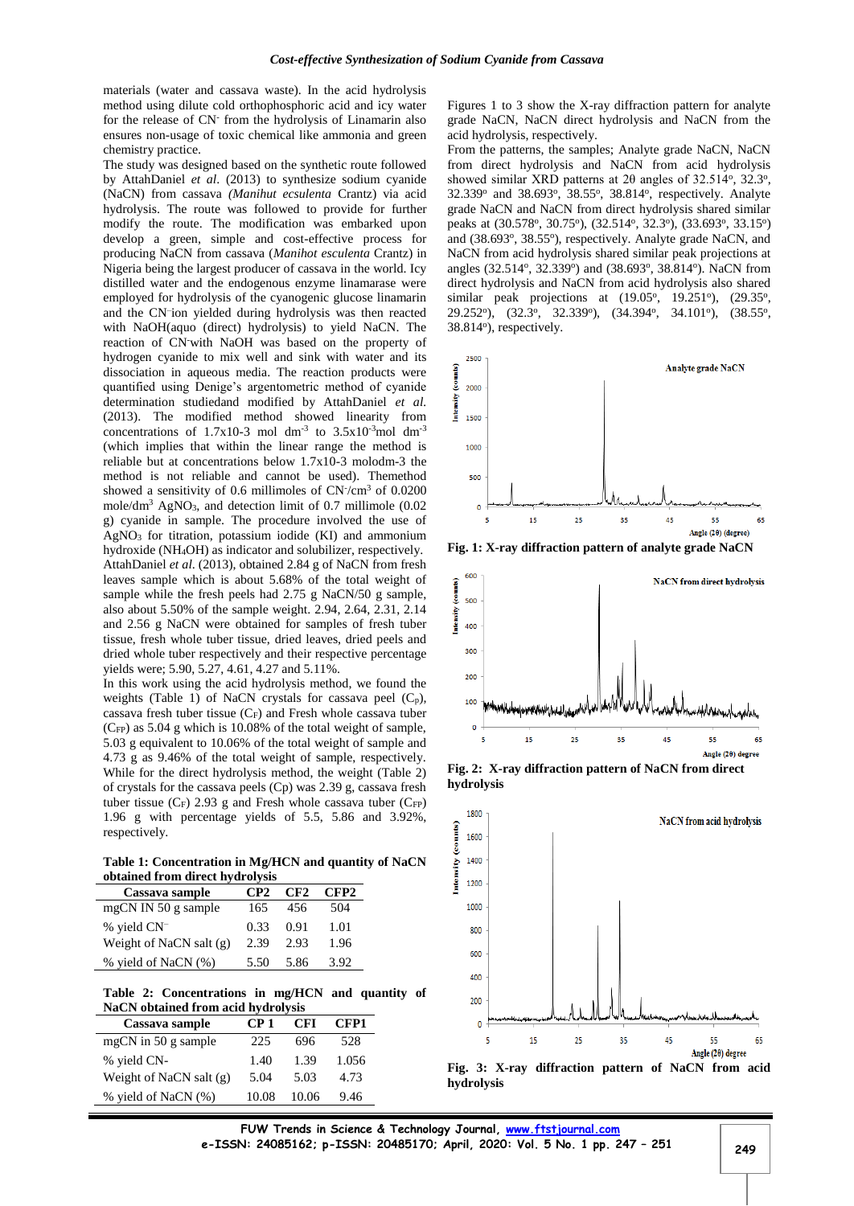materials (water and cassava waste). In the acid hydrolysis method using dilute cold orthophosphoric acid and icy water for the release of $CN^-$ from the hydrolysis of Linamarin also ensures non-usage of toxic chemical like ammonia and green chemistry practice.

The study was designed based on the synthetic route followed by AttahDaniel *et al*. (2013) to synthesize sodium cyanide (NaCN) from cassava *(Manihut ecsulenta* Crantz) via acid hydrolysis. The route was followed to provide for further modify the route. The modification was embarked upon develop a green, simple and cost-effective process for producing NaCN from cassava (*Manihot esculenta* Crantz) in Nigeria being the largest producer of cassava in the world. Icy distilled water and the endogenous enzyme linamarase were employed for hydrolysis of the cyanogenic glucose linamarin and the $CN^-$ion yielded during hydrolysis was then reacted with NaOH(aquo (direct) hydrolysis) to yield NaCN. The reaction of $CN^-$with NaOH was based on the property of hydrogen cyanide to mix well and sink with water and its dissociation in aqueous media. The reaction products were quantified using Denige's argentometric method of cyanide determination studiedand modified by AttahDaniel *et al.* (2013). The modified method showed linearity from concentrations of 1.7x10-3 mol $dm^{-3}$ to $3.5x10^{-3}$mol $dm^{-3}$ (which implies that within the linear range the method is reliable but at concentrations below 1.7x10-3 molodm-3 the method is not reliable and cannot be used). Themethod showed a sensitivity of 0.6 millimoles of $CN^-/cm^3$ of 0.0200 mole/$dm^3$ $AgNO_3$, and detection limit of 0.7 millimole (0.02 g) cyanide in sample. The procedure involved the use of $AgNO_3$ for titration, potassium iodide (KI) and ammonium hydroxide ($NH_4OH$) as indicator and solubilizer, respectively.

AttahDaniel *et al*. (2013), obtained 2.84 g of NaCN from fresh leaves sample which is about 5.68% of the total weight of sample while the fresh peels had 2.75 g NaCN/50 g sample, also about 5.50% of the sample weight. 2.94, 2.64, 2.31, 2.14 and 2.56 g NaCN were obtained for samples of fresh tuber tissue, fresh whole tuber tissue, dried leaves, dried peels and dried whole tuber respectively and their respective percentage yields were; 5.90, 5.27, 4.61, 4.27 and 5.11%.

In this work using the acid hydrolysis method, we found the weights (Table 1) of NaCN crystals for cassava peel ($C_P$), cassava fresh tuber tissue ($C_F$) and Fresh whole cassava tuber ($C_{FP}$) as 5.04 g which is 10.08% of the total weight of sample, 5.03 g equivalent to 10.06% of the total weight of sample and 4.73 g as 9.46% of the total weight of sample, respectively. While for the direct hydrolysis method, the weight (Table 2) of crystals for the cassava peels (Cp) was 2.39 g, cassava fresh tuber tissue ($C_F$) 2.93 g and Fresh whole cassava tuber ($C_{FP}$) 1.96 g with percentage yields of 5.5, 5.86 and 3.92%, respectively.

**Table 1: Concentration in Mg/HCN and quantity of NaCN obtained from direct hydrolysis**

| Cassava sample | CP2 | CF2 | CFP2 |
|---|---|---|---|
| mgCN IN 50 g sample | 165 | 456 | 504 |
| % yield $CN^-$ | 0.33 | 0.91 | 1.01 |
| Weight of NaCN salt (g) | 2.39 | 2.93 | 1.96 |
| % yield of NaCN (%) | 5.50 | 5.86 | 3.92 |

**Table 2: Concentrations in mg/HCN and quantity of NaCN obtained from acid hydrolysis**

| Cassava sample | CP 1 | CFI | CFP1 |
|---|---|---|---|
| mgCN in 50 g sample | 225 | 696 | 528 |
| % yield CN- | 1.40 | 1.39 | 1.056 |
| Weight of NaCN salt (g) | 5.04 | 5.03 | 4.73 |
| % yield of NaCN (%) | 10.08 | 10.06 | 9.46 |

Figures 1 to 3 show the X-ray diffraction pattern for analyte grade NaCN, NaCN direct hydrolysis and NaCN from the acid hydrolysis, respectively.

From the patterns, the samples; Analyte grade NaCN, NaCN from direct hydrolysis and NaCN from acid hydrolysis showed similar XRD patterns at 2θ angles of 32.514°, 32.3°, 32.339° and 38.693°, 38.55°, 38.814°, respectively. Analyte grade NaCN and NaCN from direct hydrolysis shared similar peaks at (30.578°, 30.75°), (32.514°, 32.3°), (33.693°, 33.15°) and (38.693°, 38.55°), respectively. Analyte grade NaCN, and NaCN from acid hydrolysis shared similar peak projections at angles (32.514°, 32.339°) and (38.693°, 38.814°). NaCN from direct hydrolysis and NaCN from acid hydrolysis also shared similar peak projections at (19.05°, 19.251°), (29.35°, 29.252°), (32.3°, 32.339°), (34.394°, 34.101°), (38.55°, 38.814°), respectively.

Analyte grade NaCN
Intensity (counts)
2500
2000
1500
1000
500
0
5 15 25 35 45 55 65
Angle (2θ) (degree)

**Fig. 1: X-ray diffraction pattern of analyte grade NaCN**

NaCN from direct hydrolysis
Intensity (counts)
600
500
400
300
200
100
0
5 15 25 35 45 55 65
Angle (2θ) degree

**Fig. 2: X-ray diffraction pattern of NaCN from direct hydrolysis**

NaCN from acid hydrolysis
Intensity (counts)
1800
1600
1400
1200
1000
800
600
400
200
0
5 15 25 35 45 55 65
Angle (2θ) degree

**Fig. 3: X-ray diffraction pattern of NaCN from acid hydrolysis**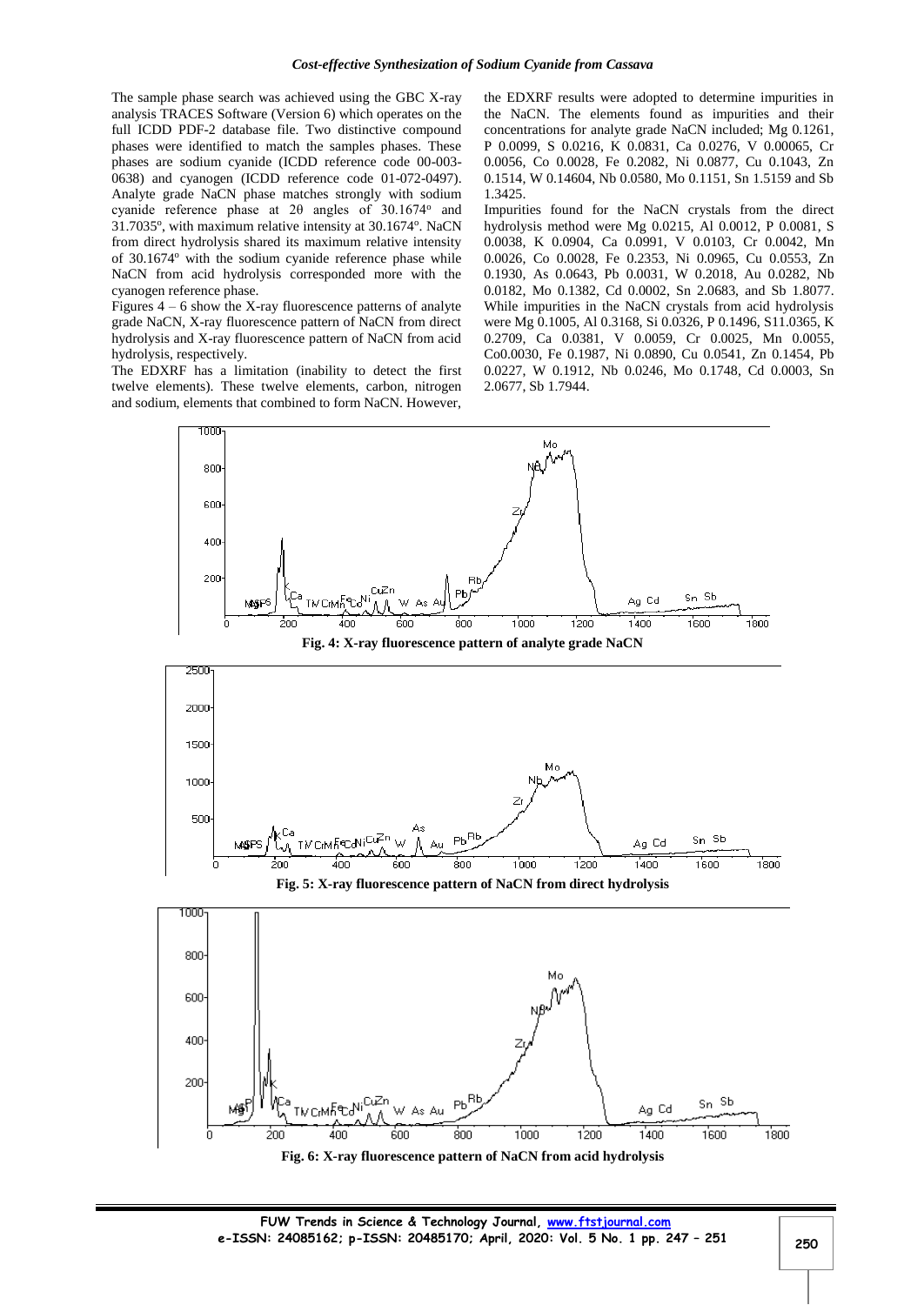The sample phase search was achieved using the GBC X-ray analysis TRACES Software (Version 6) which operates on the full ICDD PDF-2 database file. Two distinctive compound phases were identified to match the samples phases. These phases are sodium cyanide (ICDD reference code 00-003-0638) and cyanogen (ICDD reference code 01-072-0497). Analyte grade NaCN phase matches strongly with sodium cyanide reference phase at 2θ angles of 30.1674° and 31.7035°, with maximum relative intensity at 30.1674°. NaCN from direct hydrolysis shared its maximum relative intensity of 30.1674° with the sodium cyanide reference phase while NaCN from acid hydrolysis corresponded more with the cyanogen reference phase.

Figures 4 – 6 show the X-ray fluorescence patterns of analyte grade NaCN, X-ray fluorescence pattern of NaCN from direct hydrolysis and X-ray fluorescence pattern of NaCN from acid hydrolysis, respectively.

The EDXRF has a limitation (inability to detect the first twelve elements). These twelve elements, carbon, nitrogen and sodium, elements that combined to form NaCN. However, the EDXRF results were adopted to determine impurities in the NaCN. The elements found as impurities and their concentrations for analyte grade NaCN included; Mg 0.1261, P 0.0099, S 0.0216, K 0.0831, Ca 0.0276, V 0.00065, Cr 0.0056, Co 0.0028, Fe 0.2082, Ni 0.0877, Cu 0.1043, Zn 0.1514, W 0.14604, Nb 0.0580, Mo 0.1151, Sn 1.5159 and Sb 1.3425.

Impurities found for the NaCN crystals from the direct hydrolysis method were Mg 0.0215, Al 0.0012, P 0.0081, S 0.0038, K 0.0904, Ca 0.0991, V 0.0103, Cr 0.0042, Mn 0.0026, Co 0.0028, Fe 0.2353, Ni 0.0965, Cu 0.0553, Zn 0.1930, As 0.0643, Pb 0.0031, W 0.2018, Au 0.0282, Nb 0.0182, Mo 0.1382, Cd 0.0002, Sn 2.0683, and Sb 1.8077. While impurities in the NaCN crystals from acid hydrolysis were Mg 0.1005, Al 0.3168, Si 0.0326, P 0.1496, S11.0365, K 0.2709, Ca 0.0381, V 0.0059, Cr 0.0025, Mn 0.0055, Co0.0030, Fe 0.1987, Ni 0.0890, Cu 0.0541, Zn 0.1454, Pb 0.0227, W 0.1912, Nb 0.0246, Mo 0.1748, Cd 0.0003, Sn 2.0677, Sb 1.7944.

Mg Al P S K Ca Ti V Cr Mn Fe Co Ni Cu Zn W As Au Pb Rb Zr Nb Mo Ag Cd Sn Sb

0 200 400 600 800 1000 1200 1400 1600 1800

200 400 600 800 1000

**Fig. 4: X-ray fluorescence pattern of analyte grade NaCN**

Mg Al P S K Ca Ti V Cr Mn Fe Co Ni Cu Zn W As Au Pb Rb Zr Nb Mo Ag Cd Sn Sb

0 200 400 600 800 1000 1200 1400 1600 1800

500 1000 1500 2000 2500

**Fig. 5: X-ray fluorescence pattern of NaCN from direct hydrolysis**

Mg P K Ca Ti V Cr Mn Fe Co Ni Cu Zn W As Au Pb Rb Zr Nb Mo Ag Cd Sn Sb

0 200 400 600 800 1000 1200 1400 1600 1800

200 400 600 800 1000

**Fig. 6: X-ray fluorescence pattern of NaCN from acid hydrolysis**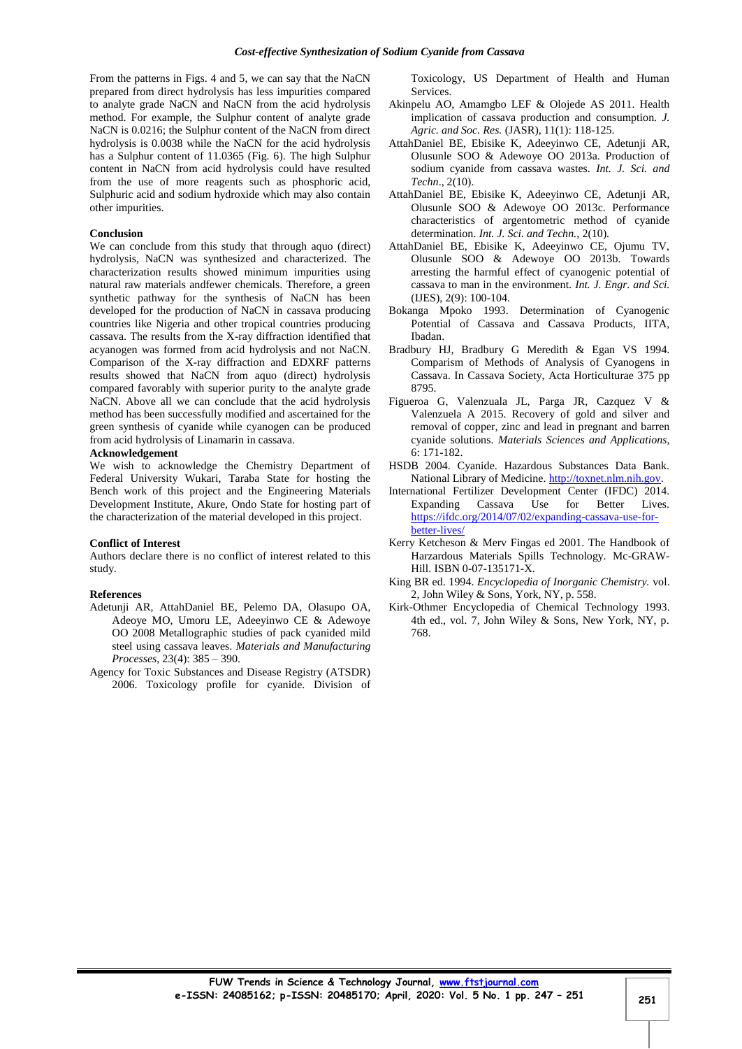From the patterns in Figs. 4 and 5, we can say that the NaCN prepared from direct hydrolysis has less impurities compared to analyte grade NaCN and NaCN from the acid hydrolysis method. For example, the Sulphur content of analyte grade NaCN is 0.0216; the Sulphur content of the NaCN from direct hydrolysis is 0.0038 while the NaCN for the acid hydrolysis has a Sulphur content of 11.0365 (Fig. 6). The high Sulphur content in NaCN from acid hydrolysis could have resulted from the use of more reagents such as phosphoric acid, Sulphuric acid and sodium hydroxide which may also contain other impurities.

**Conclusion**

We can conclude from this study that through aquo (direct) hydrolysis, NaCN was synthesized and characterized. The characterization results showed minimum impurities using natural raw materials andfewer chemicals. Therefore, a green synthetic pathway for the synthesis of NaCN has been developed for the production of NaCN in cassava producing countries like Nigeria and other tropical countries producing cassava. The results from the X-ray diffraction identified that acyanogen was formed from acid hydrolysis and not NaCN. Comparison of the X-ray diffraction and EDXRF patterns results showed that NaCN from aquo (direct) hydrolysis compared favorably with superior purity to the analyte grade NaCN. Above all we can conclude that the acid hydrolysis method has been successfully modified and ascertained for the green synthesis of cyanide while cyanogen can be produced from acid hydrolysis of Linamarin in cassava.

**Acknowledgement**

We wish to acknowledge the Chemistry Department of Federal University Wukari, Taraba State for hosting the Bench work of this project and the Engineering Materials Development Institute, Akure, Ondo State for hosting part of the characterization of the material developed in this project.

**Conflict of Interest**

Authors declare there is no conflict of interest related to this study.

**References**

Adetunji AR, AttahDaniel BE, Pelemo DA, Olasupo OA, Adeoye MO, Umoru LE, Adeeyinwo CE & Adewoye OO 2008 Metallographic studies of pack cyanided mild steel using cassava leaves. *Materials and Manufacturing Processes*, 23(4): 385 – 390.

Agency for Toxic Substances and Disease Registry (ATSDR) 2006. Toxicology profile for cyanide. Division of Toxicology, US Department of Health and Human Services.

Akinpelu AO, Amamgbo LEF & Olojede AS 2011. Health implication of cassava production and consumption. *J. Agric. and Soc. Res.* (JASR), 11(1): 118-125.

AttahDaniel BE, Ebisike K, Adeeyinwo CE, Adetunji AR, Olusunle SOO & Adewoye OO 2013a. Production of sodium cyanide from cassava wastes. *Int. J. Sci. and Techn*., 2(10).

AttahDaniel BE, Ebisike K, Adeeyinwo CE, Adetunji AR, Olusunle SOO & Adewoye OO 2013c. Performance characteristics of argentometric method of cyanide determination. *Int. J. Sci. and Techn.*, 2(10).

AttahDaniel BE, Ebisike K, Adeeyinwo CE, Ojumu TV, Olusunle SOO & Adewoye OO 2013b. Towards arresting the harmful effect of cyanogenic potential of cassava to man in the environment. *Int. J. Engr. and Sci.* (IJES), 2(9): 100-104.

Bokanga Mpoko 1993. Determination of Cyanogenic Potential of Cassava and Cassava Products, IITA, Ibadan.

Bradbury HJ, Bradbury G Meredith & Egan VS 1994. Comparism of Methods of Analysis of Cyanogens in Cassava. In Cassava Society, Acta Horticulturae 375 pp 8795.

Figueroa G, Valenzuala JL, Parga JR, Cazquez V & Valenzuela A 2015. Recovery of gold and silver and removal of copper, zinc and lead in pregnant and barren cyanide solutions. *Materials Sciences and Applications*, 6: 171-182.

HSDB 2004. Cyanide. Hazardous Substances Data Bank. National Library of Medicine. http://toxnet.nlm.nih.gov.

International Fertilizer Development Center (IFDC) 2014. Expanding Cassava Use for Better Lives. https://ifdc.org/2014/07/02/expanding-cassava-use-for-better-lives/

Kerry Ketcheson & Merv Fingas ed 2001. The Handbook of Harzardous Materials Spills Technology. Mc-GRAW-Hill. ISBN 0-07-135171-X.

King BR ed. 1994. *Encyclopedia of Inorganic Chemistry.* vol. 2, John Wiley & Sons, York, NY, p. 558.

Kirk-Othmer Encyclopedia of Chemical Technology 1993. 4th ed., vol. 7, John Wiley & Sons, New York, NY, p. 768.